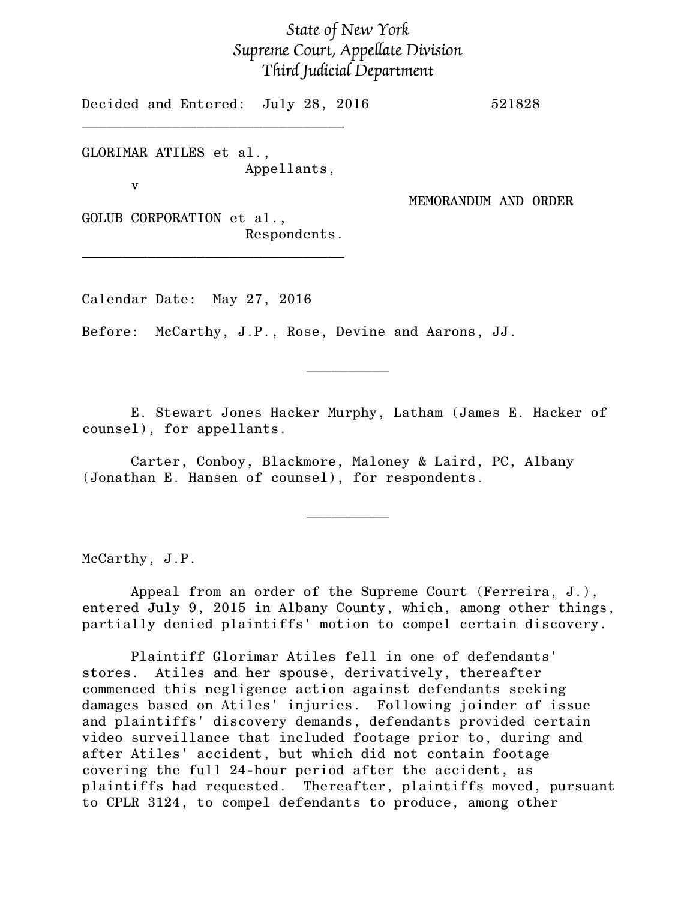*State of New York*
*Supreme Court, Appellate Division*
*Third Judicial Department*

Decided and Entered: July 28, 2016 521828

________________________________

GLORIMAR ATILES et al.,
Appellants,

v

MEMORANDUM AND ORDER

GOLUB CORPORATION et al.,
Respondents.

________________________________

Calendar Date: May 27, 2016

Before: McCarthy, J.P., Rose, Devine and Aarons, JJ.

__________

E. Stewart Jones Hacker Murphy, Latham (James E. Hacker of counsel), for appellants.

Carter, Conboy, Blackmore, Maloney & Laird, PC, Albany (Jonathan E. Hansen of counsel), for respondents.

__________

McCarthy, J.P.

Appeal from an order of the Supreme Court (Ferreira, J.), entered July 9, 2015 in Albany County, which, among other things, partially denied plaintiffs' motion to compel certain discovery.

Plaintiff Glorimar Atiles fell in one of defendants' stores. Atiles and her spouse, derivatively, thereafter commenced this negligence action against defendants seeking damages based on Atiles' injuries. Following joinder of issue and plaintiffs' discovery demands, defendants provided certain video surveillance that included footage prior to, during and after Atiles' accident, but which did not contain footage covering the full 24-hour period after the accident, as plaintiffs had requested. Thereafter, plaintiffs moved, pursuant to CPLR 3124, to compel defendants to produce, among other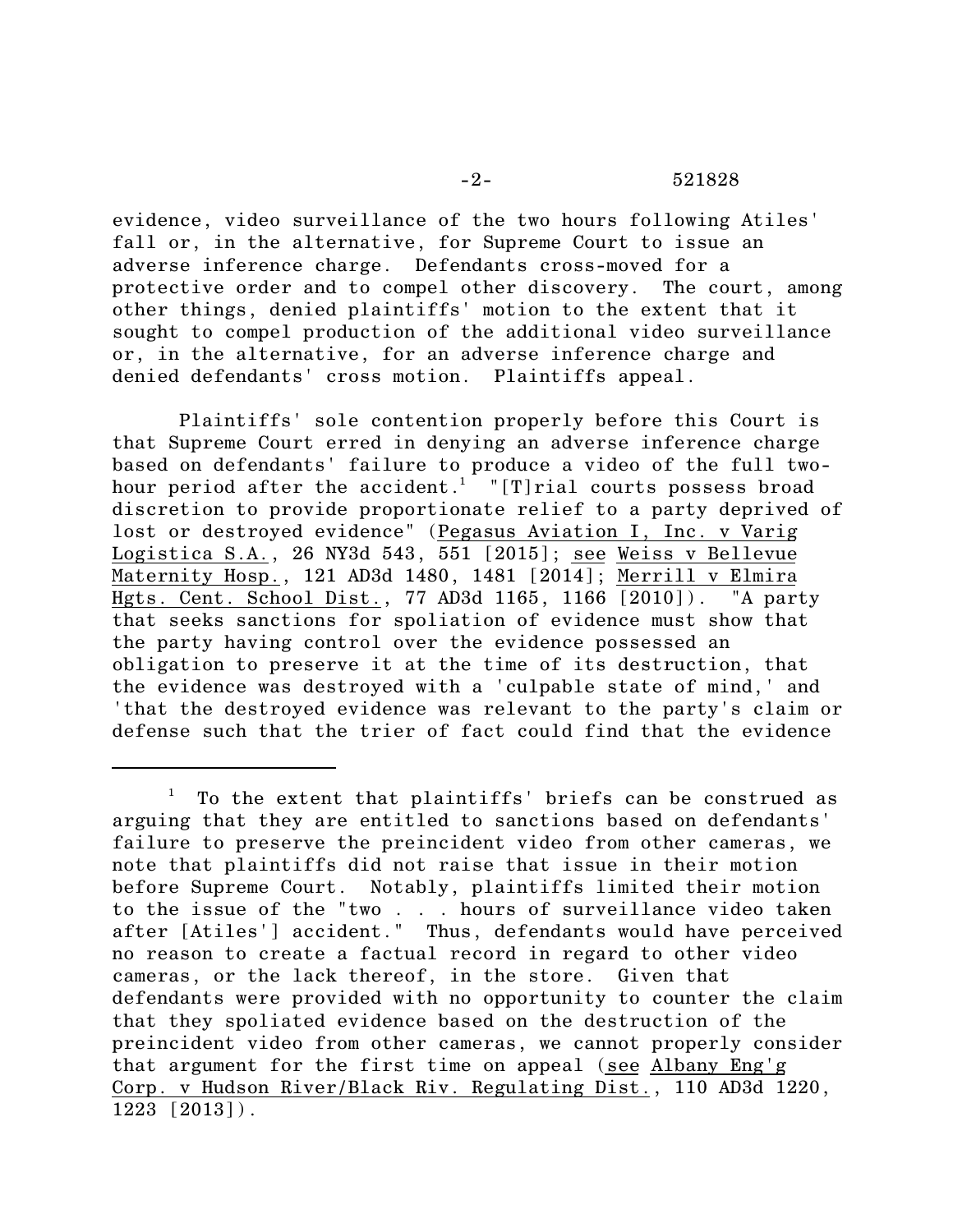evidence, video surveillance of the two hours following Atiles' fall or, in the alternative, for Supreme Court to issue an adverse inference charge. Defendants cross-moved for a protective order and to compel other discovery. The court, among other things, denied plaintiffs' motion to the extent that it sought to compel production of the additional video surveillance or, in the alternative, for an adverse inference charge and denied defendants' cross motion. Plaintiffs appeal.

Plaintiffs' sole contention properly before this Court is that Supreme Court erred in denying an adverse inference charge based on defendants' failure to produce a video of the full two-hour period after the accident.[1] "[T]rial courts possess broad discretion to provide proportionate relief to a party deprived of lost or destroyed evidence" (Pegasus Aviation I, Inc. v Varig Logistica S.A., 26 NY3d 543, 551 [2015]; see Weiss v Bellevue Maternity Hosp., 121 AD3d 1480, 1481 [2014]; Merrill v Elmira Hgts. Cent. School Dist., 77 AD3d 1165, 1166 [2010]). "A party that seeks sanctions for spoliation of evidence must show that the party having control over the evidence possessed an obligation to preserve it at the time of its destruction, that the evidence was destroyed with a 'culpable state of mind,' and 'that the destroyed evidence was relevant to the party's claim or defense such that the trier of fact could find that the evidence

---

[1] To the extent that plaintiffs' briefs can be construed as arguing that they are entitled to sanctions based on defendants' failure to preserve the preincident video from other cameras, we note that plaintiffs did not raise that issue in their motion before Supreme Court. Notably, plaintiffs limited their motion to the issue of the "two . . . hours of surveillance video taken after [Atiles'] accident." Thus, defendants would have perceived no reason to create a factual record in regard to other video cameras, or the lack thereof, in the store. Given that defendants were provided with no opportunity to counter the claim that they spoliated evidence based on the destruction of the preincident video from other cameras, we cannot properly consider that argument for the first time on appeal (see Albany Eng'g Corp. v Hudson River/Black Riv. Regulating Dist., 110 AD3d 1220, 1223 [2013]).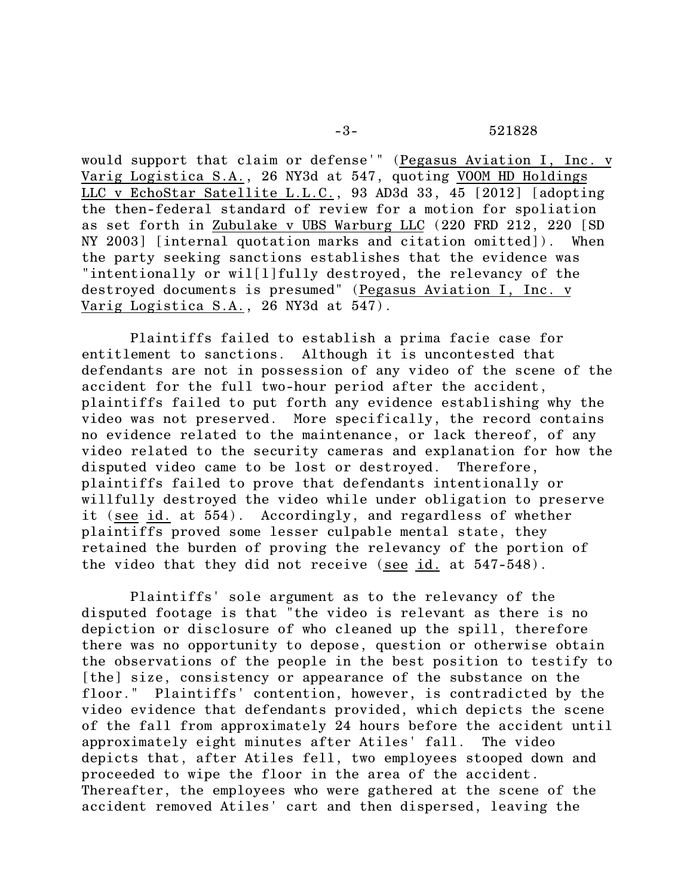would support that claim or defense'" (Pegasus Aviation I, Inc. v Varig Logistica S.A., 26 NY3d at 547, quoting VOOM HD Holdings LLC v EchoStar Satellite L.L.C., 93 AD3d 33, 45 [2012] [adopting the then-federal standard of review for a motion for spoliation as set forth in Zubulake v UBS Warburg LLC (220 FRD 212, 220 [SD NY 2003] [internal quotation marks and citation omitted]). When the party seeking sanctions establishes that the evidence was "intentionally or wil[l]fully destroyed, the relevancy of the destroyed documents is presumed" (Pegasus Aviation I, Inc. v Varig Logistica S.A., 26 NY3d at 547).

Plaintiffs failed to establish a prima facie case for entitlement to sanctions. Although it is uncontested that defendants are not in possession of any video of the scene of the accident for the full two-hour period after the accident, plaintiffs failed to put forth any evidence establishing why the video was not preserved. More specifically, the record contains no evidence related to the maintenance, or lack thereof, of any video related to the security cameras and explanation for how the disputed video came to be lost or destroyed. Therefore, plaintiffs failed to prove that defendants intentionally or willfully destroyed the video while under obligation to preserve it (see id. at 554). Accordingly, and regardless of whether plaintiffs proved some lesser culpable mental state, they retained the burden of proving the relevancy of the portion of the video that they did not receive (see id. at 547-548).

Plaintiffs' sole argument as to the relevancy of the disputed footage is that "the video is relevant as there is no depiction or disclosure of who cleaned up the spill, therefore there was no opportunity to depose, question or otherwise obtain the observations of the people in the best position to testify to [the] size, consistency or appearance of the substance on the floor." Plaintiffs' contention, however, is contradicted by the video evidence that defendants provided, which depicts the scene of the fall from approximately 24 hours before the accident until approximately eight minutes after Atiles' fall. The video depicts that, after Atiles fell, two employees stooped down and proceeded to wipe the floor in the area of the accident. Thereafter, the employees who were gathered at the scene of the accident removed Atiles' cart and then dispersed, leaving the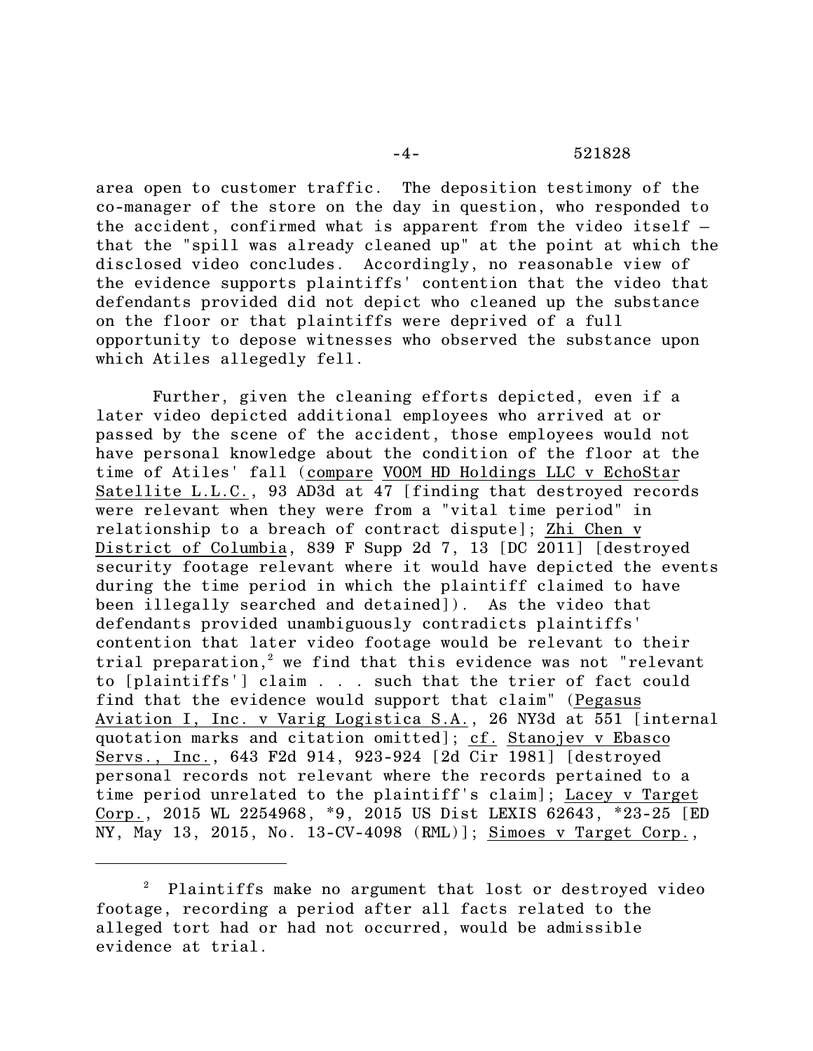area open to customer traffic. The deposition testimony of the co-manager of the store on the day in question, who responded to the accident, confirmed what is apparent from the video itself – that the "spill was already cleaned up" at the point at which the disclosed video concludes. Accordingly, no reasonable view of the evidence supports plaintiffs' contention that the video that defendants provided did not depict who cleaned up the substance on the floor or that plaintiffs were deprived of a full opportunity to depose witnesses who observed the substance upon which Atiles allegedly fell.

Further, given the cleaning efforts depicted, even if a later video depicted additional employees who arrived at or passed by the scene of the accident, those employees would not have personal knowledge about the condition of the floor at the time of Atiles' fall (compare VOOM HD Holdings LLC v EchoStar Satellite L.L.C., 93 AD3d at 47 [finding that destroyed records were relevant when they were from a "vital time period" in relationship to a breach of contract dispute]; Zhi Chen v District of Columbia, 839 F Supp 2d 7, 13 [DC 2011] [destroyed security footage relevant where it would have depicted the events during the time period in which the plaintiff claimed to have been illegally searched and detained]). As the video that defendants provided unambiguously contradicts plaintiffs' contention that later video footage would be relevant to their trial preparation,[2] we find that this evidence was not "relevant to [plaintiffs'] claim . . . such that the trier of fact could find that the evidence would support that claim" (Pegasus Aviation I, Inc. v Varig Logistica S.A., 26 NY3d at 551 [internal quotation marks and citation omitted]; cf. Stanojev v Ebasco Servs., Inc., 643 F2d 914, 923-924 [2d Cir 1981] [destroyed personal records not relevant where the records pertained to a time period unrelated to the plaintiff's claim]; Lacey v Target Corp., 2015 WL 2254968, *9, 2015 US Dist LEXIS 62643, *23-25 [ED NY, May 13, 2015, No. 13-CV-4098 (RML)]; Simoes v Target Corp.,

---

[2] Plaintiffs make no argument that lost or destroyed video footage, recording a period after all facts related to the alleged tort had or had not occurred, would be admissible evidence at trial.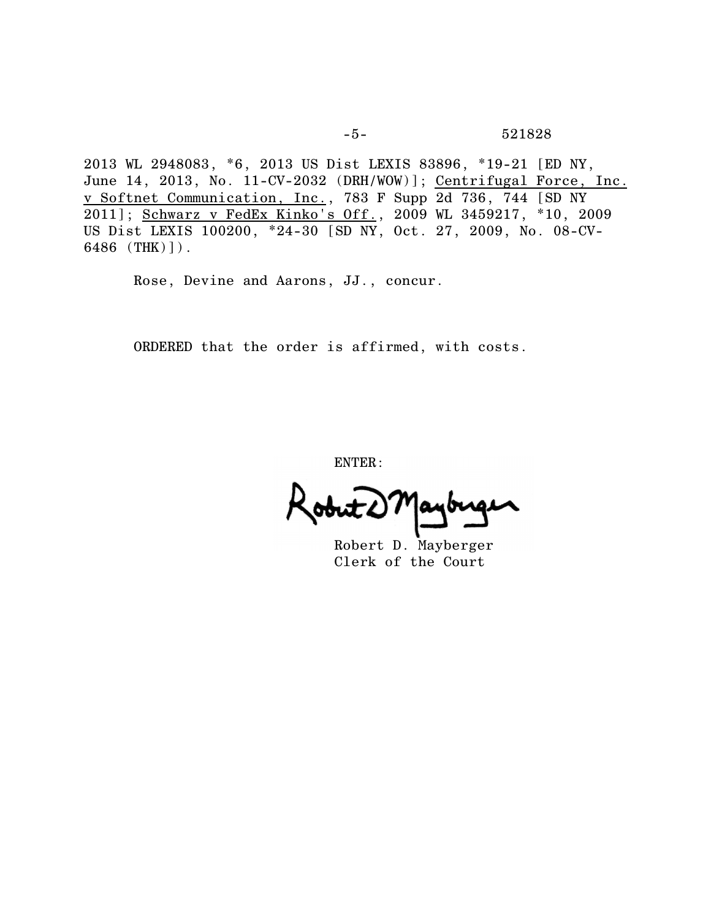2013 WL 2948083, *6, 2013 US Dist LEXIS 83896, *19-21 [ED NY, June 14, 2013, No. 11-CV-2032 (DRH/WOW)]; Centrifugal Force, Inc. v Softnet Communication, Inc., 783 F Supp 2d 736, 744 [SD NY 2011]; Schwarz v FedEx Kinko's Off., 2009 WL 3459217, *10, 2009 US Dist LEXIS 100200, *24-30 [SD NY, Oct. 27, 2009, No. 08-CV-6486 (THK)]).

Rose, Devine and Aarons, JJ., concur.

ORDERED that the order is affirmed, with costs.

ENTER:

Robert D. Mayberger
Clerk of the Court